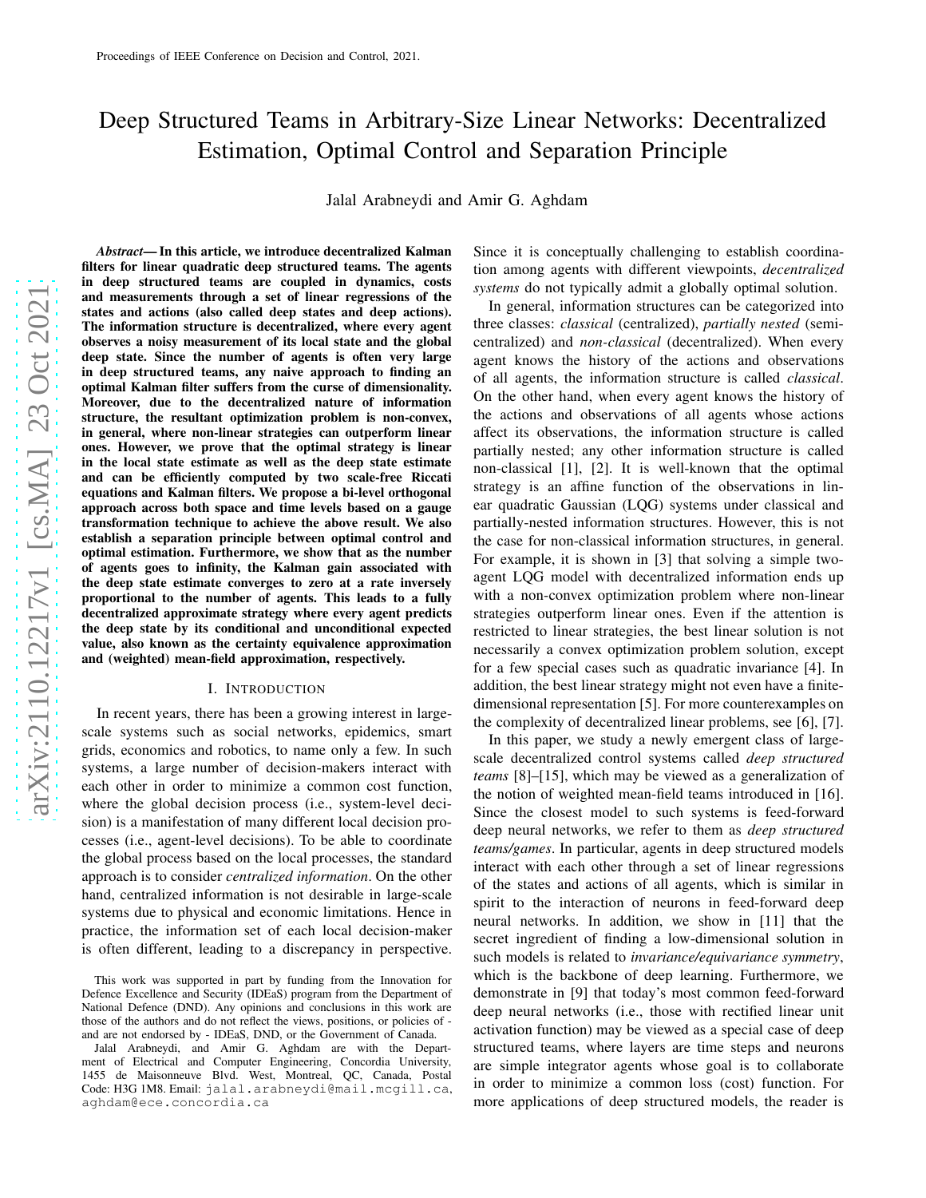# Deep Structured Teams in Arbitrary-Size Linear Networks: Decentralized Estimation, Optimal Control and Separation Principle

Jalal Arabneydi and Amir G. Aghdam

***Abstract*— In this article, we introduce decentralized Kalman filters for linear quadratic deep structured teams. The agents in deep structured teams are coupled in dynamics, costs and measurements through a set of linear regressions of the states and actions (also called deep states and deep actions). The information structure is decentralized, where every agent observes a noisy measurement of its local state and the global deep state. Since the number of agents is often very large in deep structured teams, any naive approach to finding an optimal Kalman filter suffers from the curse of dimensionality. Moreover, due to the decentralized nature of information structure, the resultant optimization problem is non-convex, in general, where non-linear strategies can outperform linear ones. However, we prove that the optimal strategy is linear in the local state estimate as well as the deep state estimate and can be efficiently computed by two scale-free Riccati equations and Kalman filters. We propose a bi-level orthogonal approach across both space and time levels based on a gauge transformation technique to achieve the above result. We also establish a separation principle between optimal control and optimal estimation. Furthermore, we show that as the number of agents goes to infinity, the Kalman gain associated with the deep state estimate converges to zero at a rate inversely proportional to the number of agents. This leads to a fully decentralized approximate strategy where every agent predicts the deep state by its conditional and unconditional expected value, also known as the certainty equivalence approximation and (weighted) mean-field approximation, respectively.**

## I. INTRODUCTION

In recent years, there has been a growing interest in large-scale systems such as social networks, epidemics, smart grids, economics and robotics, to name only a few. In such systems, a large number of decision-makers interact with each other in order to minimize a common cost function, where the global decision process (i.e., system-level decision) is a manifestation of many different local decision processes (i.e., agent-level decisions). To be able to coordinate the global process based on the local processes, the standard approach is to consider *centralized information*. On the other hand, centralized information is not desirable in large-scale systems due to physical and economic limitations. Hence in practice, the information set of each local decision-maker is often different, leading to a discrepancy in perspective. Since it is conceptually challenging to establish coordination among agents with different viewpoints, *decentralized systems* do not typically admit a globally optimal solution.

In general, information structures can be categorized into three classes: *classical* (centralized), *partially nested* (semi-centralized) and *non-classical* (decentralized). When every agent knows the history of the actions and observations of all agents, the information structure is called *classical*. On the other hand, when every agent knows the history of the actions and observations of all agents whose actions affect its observations, the information structure is called partially nested; any other information structure is called non-classical [1], [2]. It is well-known that the optimal strategy is an affine function of the observations in linear quadratic Gaussian (LQG) systems under classical and partially-nested information structures. However, this is not the case for non-classical information structures, in general. For example, it is shown in [3] that solving a simple two-agent LQG model with decentralized information ends up with a non-convex optimization problem where non-linear strategies outperform linear ones. Even if the attention is restricted to linear strategies, the best linear solution is not necessarily a convex optimization problem solution, except for a few special cases such as quadratic invariance [4]. In addition, the best linear strategy might not even have a finite-dimensional representation [5]. For more counterexamples on the complexity of decentralized linear problems, see [6], [7].

In this paper, we study a newly emergent class of large-scale decentralized control systems called *deep structured teams* [8]–[15], which may be viewed as a generalization of the notion of weighted mean-field teams introduced in [16]. Since the closest model to such systems is feed-forward deep neural networks, we refer to them as *deep structured teams/games*. In particular, agents in deep structured models interact with each other through a set of linear regressions of the states and actions of all agents, which is similar in spirit to the interaction of neurons in feed-forward deep neural networks. In addition, we show in [11] that the secret ingredient of finding a low-dimensional solution in such models is related to *invariance/equivariance symmetry*, which is the backbone of deep learning. Furthermore, we demonstrate in [9] that today's most common feed-forward deep neural networks (i.e., those with rectified linear unit activation function) may be viewed as a special case of deep structured teams, where layers are time steps and neurons are simple integrator agents whose goal is to collaborate in order to minimize a common loss (cost) function. For more applications of deep structured models, the reader is

This work was supported in part by funding from the Innovation for Defence Excellence and Security (IDEaS) program from the Department of National Defence (DND). Any opinions and conclusions in this work are those of the authors and do not reflect the views, positions, or policies of - and are not endorsed by - IDEaS, DND, or the Government of Canada.

Jalal Arabneydi, and Amir G. Aghdam are with the Department of Electrical and Computer Engineering, Concordia University, 1455 de Maisonneuve Blvd. West, Montreal, QC, Canada, Postal Code: H3G 1M8. Email: jalal.arabneydi@mail.mcgill.ca, aghdam@ece.concordia.ca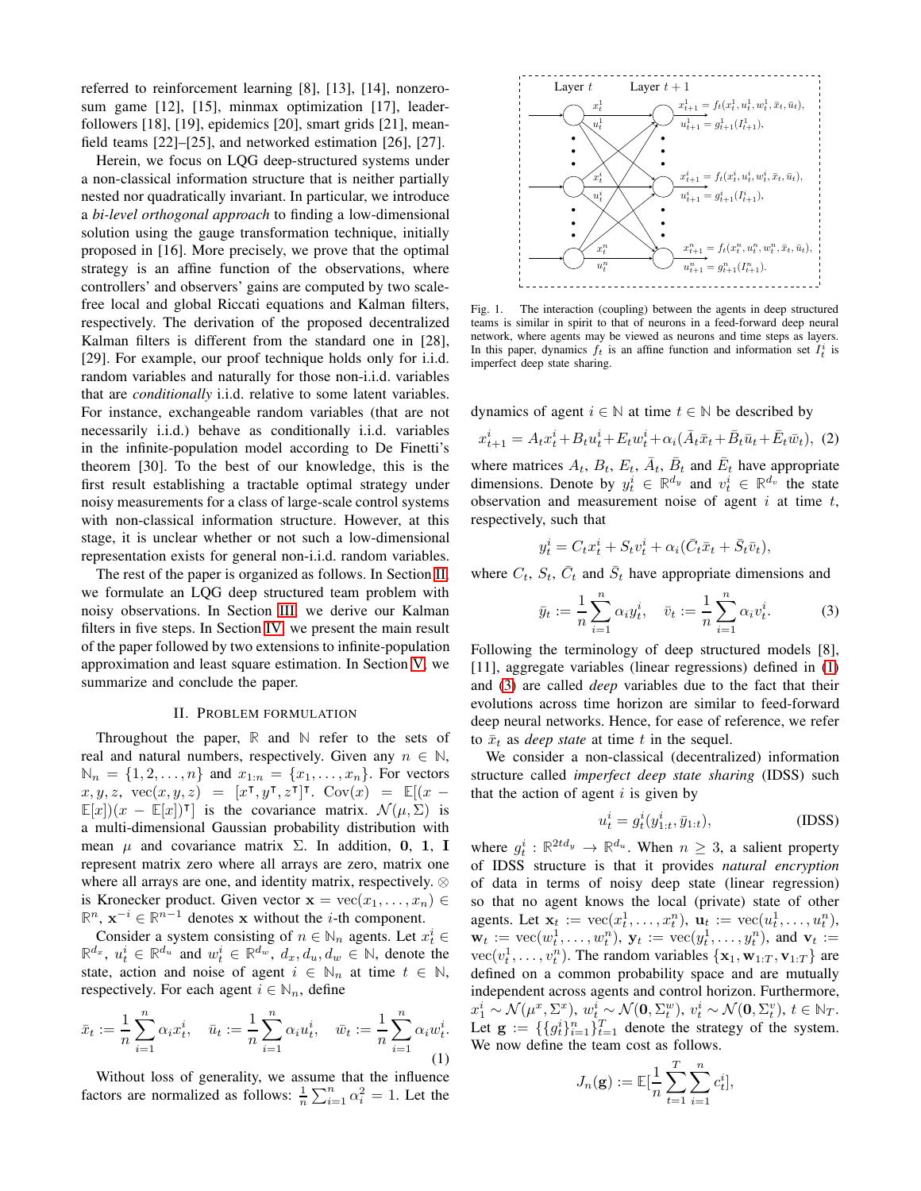referred to reinforcement learning [8], [13], [14], nonzero-sum game [12], [15], minmax optimization [17], leader-followers [18], [19], epidemics [20], smart grids [21], mean-field teams [22]–[25], and networked estimation [26], [27].

Herein, we focus on LQG deep-structured systems under a non-classical information structure that is neither partially nested nor quadratically invariant. In particular, we introduce a *bi-level orthogonal approach* to finding a low-dimensional solution using the gauge transformation technique, initially proposed in [16]. More precisely, we prove that the optimal strategy is an affine function of the observations, where controllers' and observers' gains are computed by two scale-free local and global Riccati equations and Kalman filters, respectively. The derivation of the proposed decentralized Kalman filters is different from the standard one in [28], [29]. For example, our proof technique holds only for i.i.d. random variables and naturally for those non-i.i.d. variables that are *conditionally* i.i.d. relative to some latent variables. For instance, exchangeable random variables (that are not necessarily i.i.d.) behave as conditionally i.i.d. variables in the infinite-population model according to De Finetti's theorem [30]. To the best of our knowledge, this is the first result establishing a tractable optimal strategy under noisy measurements for a class of large-scale control systems with non-classical information structure. However, at this stage, it is unclear whether or not such a low-dimensional representation exists for general non-i.i.d. random variables.

The rest of the paper is organized as follows. In Section II, we formulate an LQG deep structured team problem with noisy observations. In Section III, we derive our Kalman filters in five steps. In Section IV, we present the main result of the paper followed by two extensions to infinite-population approximation and least square estimation. In Section V, we summarize and conclude the paper.

## II. Problem formulation

Throughout the paper, $\mathbb{R}$ and $\mathbb{N}$ refer to the sets of real and natural numbers, respectively. Given any $n \in \mathbb{N}$, $\mathbb{N}_n = \{1, 2, \ldots, n\}$ and $x_{1:n} = \{x_1, \ldots, x_n\}$. For vectors $x, y, z$, $\operatorname{vec}(x, y, z) = [x^\intercal, y^\intercal, z^\intercal]^\intercal$. $\operatorname{Cov}(x) = \mathbb{E}[(x - \mathbb{E}[x])(x - \mathbb{E}[x])^\intercal]$ is the covariance matrix. $\mathcal{N}(\mu, \Sigma)$ is a multi-dimensional Gaussian probability distribution with mean $\mu$ and covariance matrix $\Sigma$. In addition, $\mathbf{0}$, $\mathbf{1}$, $\mathbf{I}$ represent matrix zero where all arrays are zero, matrix one where all arrays are one, and identity matrix, respectively. $\otimes$ is Kronecker product. Given vector $\mathbf{x} = \operatorname{vec}(x_1, \ldots, x_n) \in \mathbb{R}^n$, $\mathbf{x}^{-i} \in \mathbb{R}^{n-1}$ denotes $\mathbf{x}$ without the $i$-th component.

Consider a system consisting of $n \in \mathbb{N}_n$ agents. Let $x_t^i \in \mathbb{R}^{d_x}$, $u_t^i \in \mathbb{R}^{d_u}$ and $w_t^i \in \mathbb{R}^{d_w}$, $d_x, d_u, d_w \in \mathbb{N}$, denote the state, action and noise of agent $i \in \mathbb{N}_n$ at time $t \in \mathbb{N}$, respectively. For each agent $i \in \mathbb{N}_n$, define

$$\bar{x}_t := \frac{1}{n}\sum_{i=1}^{n} \alpha_i x_t^i, \quad \bar{u}_t := \frac{1}{n}\sum_{i=1}^{n} \alpha_i u_t^i, \quad \bar{w}_t := \frac{1}{n}\sum_{i=1}^{n} \alpha_i w_t^i. \tag{1}$$

Without loss of generality, we assume that the influence factors are normalized as follows: $\frac{1}{n}\sum_{i=1}^{n} \alpha_i^2 = 1$. Let the

Fig. 1. The interaction (coupling) between the agents in deep structured teams is similar in spirit to that of neurons in a feed-forward deep neural network, where agents may be viewed as neurons and time steps as layers. In this paper, dynamics $f_t$ is an affine function and information set $I_t^i$ is imperfect deep state sharing.

dynamics of agent $i \in \mathbb{N}$ at time $t \in \mathbb{N}$ be described by

$$x_{t+1}^i = A_t x_t^i + B_t u_t^i + E_t w_t^i + \alpha_i(\bar{A}_t \bar{x}_t + \bar{B}_t \bar{u}_t + \bar{E}_t \bar{w}_t), \tag{2}$$

where matrices $A_t$, $B_t$, $E_t$, $\bar{A}_t$, $\bar{B}_t$ and $\bar{E}_t$ have appropriate dimensions. Denote by $y_t^i \in \mathbb{R}^{d_y}$ and $v_t^i \in \mathbb{R}^{d_v}$ the state observation and measurement noise of agent $i$ at time $t$, respectively, such that

$$y_t^i = C_t x_t^i + S_t v_t^i + \alpha_i(\bar{C}_t \bar{x}_t + \bar{S}_t \bar{v}_t),$$

where $C_t$, $S_t$, $\bar{C}_t$ and $\bar{S}_t$ have appropriate dimensions and

$$\bar{y}_t := \frac{1}{n}\sum_{i=1}^{n} \alpha_i y_t^i, \quad \bar{v}_t := \frac{1}{n}\sum_{i=1}^{n} \alpha_i v_t^i. \tag{3}$$

Following the terminology of deep structured models [8], [11], aggregate variables (linear regressions) defined in (1) and (3) are called *deep* variables due to the fact that their evolutions across time horizon are similar to feed-forward deep neural networks. Hence, for ease of reference, we refer to $\bar{x}_t$ as *deep state* at time $t$ in the sequel.

We consider a non-classical (decentralized) information structure called *imperfect deep state sharing* (IDSS) such that the action of agent $i$ is given by

$$u_t^i = g_t^i(y_{1:t}^i, \bar{y}_{1:t}), \tag{IDSS}$$

where $g_t^i : \mathbb{R}^{2td_y} \to \mathbb{R}^{d_u}$. When $n \geq 3$, a salient property of IDSS structure is that it provides *natural encryption* of data in terms of noisy deep state (linear regression) so that no agent knows the local (private) state of other agents. Let $\mathbf{x}_t := \operatorname{vec}(x_t^1, \ldots, x_t^n)$, $\mathbf{u}_t := \operatorname{vec}(u_t^1, \ldots, u_t^n)$, $\mathbf{w}_t := \operatorname{vec}(w_t^1, \ldots, w_t^n)$, $\mathbf{y}_t := \operatorname{vec}(y_t^1, \ldots, y_t^n)$, and $\mathbf{v}_t := \operatorname{vec}(v_t^1, \ldots, v_t^n)$. The random variables $\{\mathbf{x}_1, \mathbf{w}_{1:T}, \mathbf{v}_{1:T}\}$ are defined on a common probability space and are mutually independent across agents and control horizon. Furthermore, $x_1^i \sim \mathcal{N}(\mu^x, \Sigma^x)$, $w_t^i \sim \mathcal{N}(\mathbf{0}, \Sigma_t^w)$, $v_t^i \sim \mathcal{N}(\mathbf{0}, \Sigma_t^v)$, $t \in \mathbb{N}_T$. Let $\mathbf{g} := \{\{g_t^i\}_{i=1}^n\}_{t=1}^T$ denote the strategy of the system. We now define the team cost as follows.

$$J_n(\mathbf{g}) := \mathbb{E}[\frac{1}{n}\sum_{t=1}^{T}\sum_{i=1}^{n} c_t^i],$$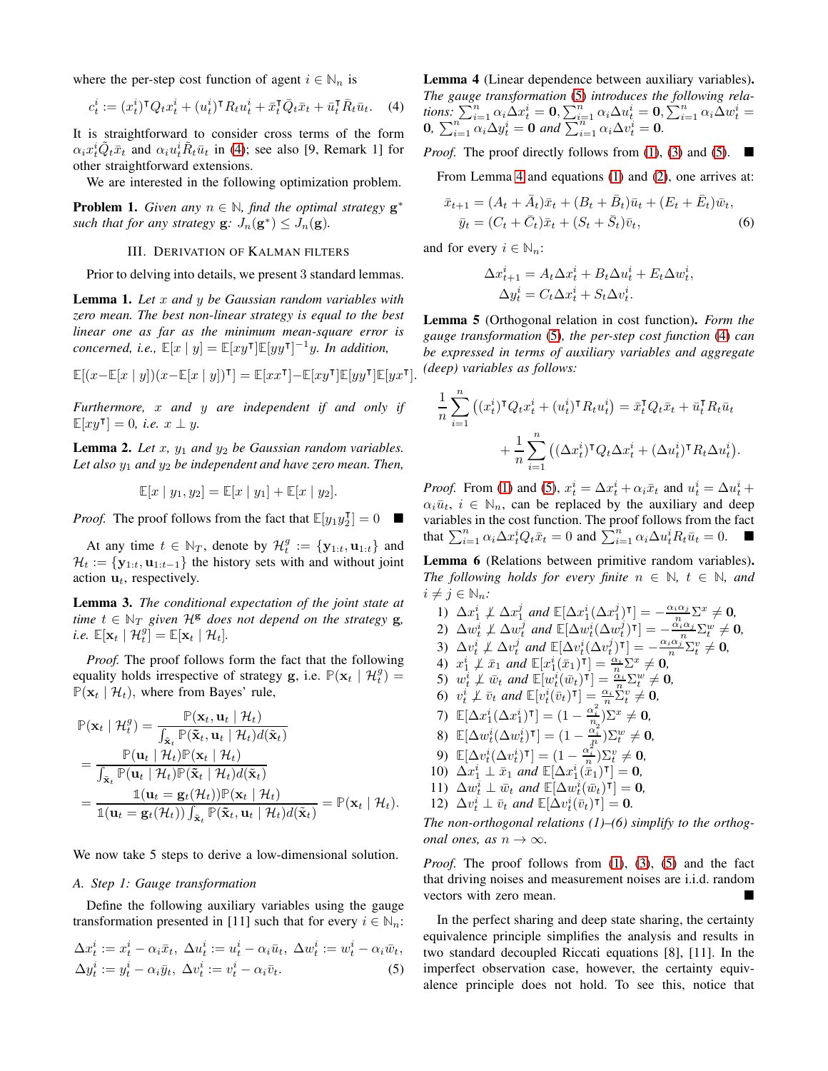where the per-step cost function of agent $i \in \mathbb{N}_n$ is

$$c_t^i := (x_t^i)^\intercal Q_t x_t^i + (u_t^i)^\intercal R_t u_t^i + \bar{x}_t^\intercal \bar{Q}_t \bar{x}_t + \bar{u}_t^\intercal \bar{R}_t \bar{u}_t. \quad (4)$$

It is straightforward to consider cross terms of the form $\alpha_i x_t^i \tilde{Q}_t \bar{x}_t$ and $\alpha_i u_t^i \tilde{R}_t \bar{u}_t$ in (4); see also [9, Remark 1] for other straightforward extensions.

We are interested in the following optimization problem.

**Problem 1.** *Given any $n \in \mathbb{N}$, find the optimal strategy $\mathbf{g}^*$ such that for any strategy $\mathbf{g}$: $J_n(\mathbf{g}^*) \leq J_n(\mathbf{g})$.*

## III. Derivation of Kalman filters

Prior to delving into details, we present 3 standard lemmas.

**Lemma 1.** *Let $x$ and $y$ be Gaussian random variables with zero mean. The best non-linear strategy is equal to the best linear one as far as the minimum mean-square error is concerned, i.e., $\mathbb{E}[x \mid y] = \mathbb{E}[xy^\intercal]\mathbb{E}[yy^\intercal]^{-1}y$. In addition,*

$$\mathbb{E}[(x-\mathbb{E}[x \mid y])(x-\mathbb{E}[x \mid y])^\intercal] = \mathbb{E}[xx^\intercal] - \mathbb{E}[xy^\intercal]\mathbb{E}[yy^\intercal]\mathbb{E}[yx^\intercal].$$

*Furthermore, $x$ and $y$ are independent if and only if $\mathbb{E}[xy^\intercal] = 0$, i.e. $x \perp y$.*

**Lemma 2.** *Let $x$, $y_1$ and $y_2$ be Gaussian random variables. Let also $y_1$ and $y_2$ be independent and have zero mean. Then,*

$$\mathbb{E}[x \mid y_1, y_2] = \mathbb{E}[x \mid y_1] + \mathbb{E}[x \mid y_2].$$

*Proof.* The proof follows from the fact that $\mathbb{E}[y_1 y_2^\intercal] = 0$ ∎

At any time $t \in \mathbb{N}_T$, denote by $\mathcal{H}_t^g := \{\mathbf{y}_{1:t}, \mathbf{u}_{1:t}\}$ and $\mathcal{H}_t := \{\mathbf{y}_{1:t}, \mathbf{u}_{1:t-1}\}$ the history sets with and without joint action $\mathbf{u}_t$, respectively.

**Lemma 3.** *The conditional expectation of the joint state at time $t \in \mathbb{N}_T$ given $\mathcal{H}^{\mathbf{g}}$ does not depend on the strategy $\mathbf{g}$, i.e. $\mathbb{E}[\mathbf{x}_t \mid \mathcal{H}_t^g] = \mathbb{E}[\mathbf{x}_t \mid \mathcal{H}_t]$.*

*Proof.* The proof follows form the fact that the following equality holds irrespective of strategy $\mathbf{g}$, i.e. $\mathbb{P}(\mathbf{x}_t \mid \mathcal{H}_t^g) = \mathbb{P}(\mathbf{x}_t \mid \mathcal{H}_t)$, where from Bayes' rule,

$$\begin{aligned}
\mathbb{P}(\mathbf{x}_t \mid \mathcal{H}_t^g) &= \frac{\mathbb{P}(\mathbf{x}_t, \mathbf{u}_t \mid \mathcal{H}_t)}{\int_{\tilde{\mathbf{x}}_t} \mathbb{P}(\tilde{\mathbf{x}}_t, \mathbf{u}_t \mid \mathcal{H}_t) d(\tilde{\mathbf{x}}_t)} \\
&= \frac{\mathbb{P}(\mathbf{u}_t \mid \mathcal{H}_t)\mathbb{P}(\mathbf{x}_t \mid \mathcal{H}_t)}{\int_{\tilde{\mathbf{x}}_t} \mathbb{P}(\mathbf{u}_t \mid \mathcal{H}_t)\mathbb{P}(\tilde{\mathbf{x}}_t \mid \mathcal{H}_t) d(\tilde{\mathbf{x}}_t)} \\
&= \frac{\mathbb{1}(\mathbf{u}_t = \mathbf{g}_t(\mathcal{H}_t))\mathbb{P}(\mathbf{x}_t \mid \mathcal{H}_t)}{\mathbb{1}(\mathbf{u}_t = \mathbf{g}_t(\mathcal{H}_t)) \int_{\tilde{\mathbf{x}}_t} \mathbb{P}(\tilde{\mathbf{x}}_t, \mathbf{u}_t \mid \mathcal{H}_t) d(\tilde{\mathbf{x}}_t)} = \mathbb{P}(\mathbf{x}_t \mid \mathcal{H}_t).
\end{aligned}$$

We now take 5 steps to derive a low-dimensional solution.

### A. Step 1: Gauge transformation

Define the following auxiliary variables using the gauge transformation presented in [11] such that for every $i \in \mathbb{N}_n$:

$$\begin{aligned}
&\Delta x_t^i := x_t^i - \alpha_i \bar{x}_t,\ \Delta u_t^i := u_t^i - \alpha_i \bar{u}_t,\ \Delta w_t^i := w_t^i - \alpha_i \bar{w}_t, \\
&\Delta y_t^i := y_t^i - \alpha_i \bar{y}_t,\ \Delta v_t^i := v_t^i - \alpha_i \bar{v}_t.
\end{aligned} \quad (5)$$

**Lemma 4** (Linear dependence between auxiliary variables)**.** *The gauge transformation (5) introduces the following relations: $\sum_{i=1}^n \alpha_i \Delta x_t^i = \mathbf{0}, \sum_{i=1}^n \alpha_i \Delta u_t^i = \mathbf{0}, \sum_{i=1}^n \alpha_i \Delta w_t^i = \mathbf{0}$, $\sum_{i=1}^n \alpha_i \Delta y_t^i = \mathbf{0}$ and $\sum_{i=1}^n \alpha_i \Delta v_t^i = \mathbf{0}$.*

*Proof.* The proof directly follows from (1), (3) and (5). ∎

From Lemma 4 and equations (1) and (2), one arrives at:

$$\begin{aligned}
\bar{x}_{t+1} &= (A_t + \bar{A}_t)\bar{x}_t + (B_t + \bar{B}_t)\bar{u}_t + (E_t + \bar{E}_t)\bar{w}_t, \\
\bar{y}_t &= (C_t + \bar{C}_t)\bar{x}_t + (S_t + \bar{S}_t)\bar{v}_t,
\end{aligned} \quad (6)$$

and for every $i \in \mathbb{N}_n$:

$$\begin{aligned}
\Delta x_{t+1}^i &= A_t \Delta x_t^i + B_t \Delta u_t^i + E_t \Delta w_t^i, \\
\Delta y_t^i &= C_t \Delta x_t^i + S_t \Delta v_t^i.
\end{aligned}$$

**Lemma 5** (Orthogonal relation in cost function)**.** *Form the gauge transformation (5), the per-step cost function (4) can be expressed in terms of auxiliary variables and aggregate (deep) variables as follows:*

$$\begin{aligned}
\frac{1}{n}\sum_{i=1}^n \left((x_t^i)^\intercal Q_t x_t^i + (u_t^i)^\intercal R_t u_t^i\right) &= \bar{x}_t^\intercal Q_t \bar{x}_t + \bar{u}_t^\intercal R_t \bar{u}_t \\
&+ \frac{1}{n}\sum_{i=1}^n \left((\Delta x_t^i)^\intercal Q_t \Delta x_t^i + (\Delta u_t^i)^\intercal R_t \Delta u_t^i\right).
\end{aligned}$$

*Proof.* From (1) and (5), $x_t^i = \Delta x_t^i + \alpha_i \bar{x}_t$ and $u_t^i = \Delta u_t^i + \alpha_i \bar{u}_t$, $i \in \mathbb{N}_n$, can be replaced by the auxiliary and deep variables in the cost function. The proof follows from the fact that $\sum_{i=1}^n \alpha_i \Delta x_t^i Q_t \bar{x}_t = 0$ and $\sum_{i=1}^n \alpha_i \Delta u_t^i R_t \bar{u}_t = 0$. ∎

**Lemma 6** (Relations between primitive random variables)**.** *The following holds for every finite $n \in \mathbb{N}$, $t \in \mathbb{N}$, and $i \neq j \in \mathbb{N}_n$:*

1) $\Delta x_1^i \not\perp \Delta x_1^j$ *and* $\mathbb{E}[\Delta x_1^i (\Delta x_1^j)^\intercal] = -\frac{\alpha_i \alpha_j}{n}\Sigma^x \neq \mathbf{0}$,
2) $\Delta w_t^i \not\perp \Delta w_t^j$ *and* $\mathbb{E}[\Delta w_t^i (\Delta w_t^j)^\intercal] = -\frac{\alpha_i \alpha_j}{n}\Sigma_t^w \neq \mathbf{0}$,
3) $\Delta v_t^i \not\perp \Delta v_t^j$ *and* $\mathbb{E}[\Delta v_t^i (\Delta v_t^j)^\intercal] = -\frac{\alpha_i \alpha_j}{n}\Sigma_t^v \neq \mathbf{0}$,
4) $x_1^i \not\perp \bar{x}_1$ *and* $\mathbb{E}[x_1^i (\bar{x}_1)^\intercal] = \frac{\alpha_i}{n}\Sigma^x \neq \mathbf{0}$,
5) $w_t^i \not\perp \bar{w}_t$ *and* $\mathbb{E}[w_t^i (\bar{w}_t)^\intercal] = \frac{\alpha_i}{n}\Sigma_t^w \neq \mathbf{0}$,
6) $v_t^i \not\perp \bar{v}_t$ *and* $\mathbb{E}[v_t^i (\bar{v}_t)^\intercal] = \frac{\alpha_i}{n}\Sigma_t^v \neq \mathbf{0}$,
7) $\mathbb{E}[\Delta x_1^i (\Delta x_1^i)^\intercal] = (1 - \frac{\alpha_i^2}{n})\Sigma^x \neq \mathbf{0}$,
8) $\mathbb{E}[\Delta w_t^i (\Delta w_t^i)^\intercal] = (1 - \frac{\alpha_i^2}{n})\Sigma_t^w \neq \mathbf{0}$,
9) $\mathbb{E}[\Delta v_t^i (\Delta v_t^i)^\intercal] = (1 - \frac{\alpha_i^2}{n})\Sigma_t^v \neq \mathbf{0}$,
10) $\Delta x_1^i \perp \bar{x}_1$ *and* $\mathbb{E}[\Delta x_1^i (\bar{x}_1)^\intercal] = \mathbf{0}$,
11) $\Delta w_t^i \perp \bar{w}_t$ *and* $\mathbb{E}[\Delta w_t^i (\bar{w}_t)^\intercal] = \mathbf{0}$,
12) $\Delta v_t^i \perp \bar{v}_t$ *and* $\mathbb{E}[\Delta v_t^i (\bar{v}_t)^\intercal] = \mathbf{0}$.

*The non-orthogonal relations (1)–(6) simplify to the orthogonal ones, as $n \to \infty$.*

*Proof.* The proof follows from (1), (3), (5) and the fact that driving noises and measurement noises are i.i.d. random vectors with zero mean. ∎

In the perfect sharing and deep state sharing, the certainty equivalence principle simplifies the analysis and results in two standard decoupled Riccati equations [8], [11]. In the imperfect observation case, however, the certainty equivalence principle does not hold. To see this, notice that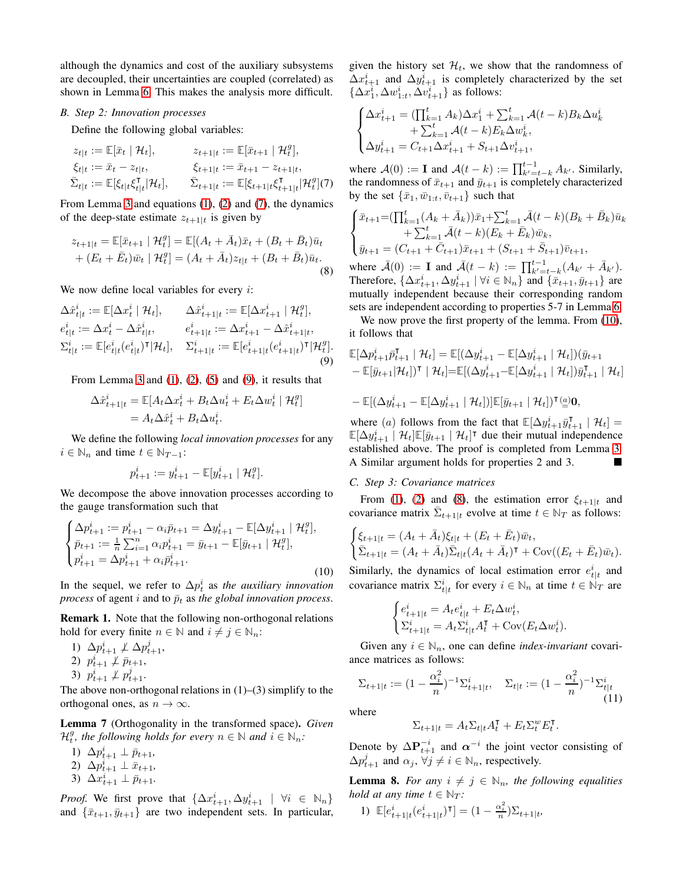although the dynamics and cost of the auxiliary subsystems are decoupled, their uncertainties are coupled (correlated) as shown in Lemma 6. This makes the analysis more difficult.

### B. Step 2: Innovation processes

Define the following global variables:

$$
\begin{aligned}
&z_{t|t} := \mathbb{E}[\bar{x}_t \mid \mathcal{H}_t], && z_{t+1|t} := \mathbb{E}[\bar{x}_{t+1} \mid \mathcal{H}_t^g],\\
&\xi_{t|t} := \bar{x}_t - z_{t|t}, && \xi_{t+1|t} := \bar{x}_{t+1} - z_{t+1|t},\\
&\bar{\Sigma}_{t|t} := \mathbb{E}[\xi_{t|t}\xi_{t|t}^\intercal \mid \mathcal{H}_t], && \bar{\Sigma}_{t+1|t} := \mathbb{E}[\xi_{t+1|t}\xi_{t+1|t}^\intercal \mid \mathcal{H}_t^g] \quad (7)
\end{aligned}
$$

From Lemma 3 and equations (1), (2) and (7), the dynamics of the deep-state estimate $z_{t+1|t}$ is given by

$$
\begin{aligned}
z_{t+1|t} &= \mathbb{E}[\bar{x}_{t+1} \mid \mathcal{H}_t^g] = \mathbb{E}[(A_t + \bar{A}_t)\bar{x}_t + (B_t + \bar{B}_t)\bar{u}_t \\
&+ (E_t + \bar{E}_t)\bar{w}_t \mid \mathcal{H}_t^g] = (A_t + \bar{A}_t) z_{t|t} + (B_t + \bar{B}_t)\bar{u}_t.
\end{aligned} \tag{8}
$$

We now define local variables for every $i$:

$$
\begin{aligned}
&\Delta\hat{x}_{t|t}^i := \mathbb{E}[\Delta x_t^i \mid \mathcal{H}_t], && \Delta\hat{x}_{t+1|t}^i := \mathbb{E}[\Delta x_{t+1}^i \mid \mathcal{H}_t^g],\\
&e_{t|t}^i := \Delta x_t^i - \Delta\hat{x}_{t|t}^i, && e_{t+1|t}^i := \Delta x_{t+1}^i - \Delta\hat{x}_{t+1|t}^i,\\
&\Sigma_{t|t}^i := \mathbb{E}[e_{t|t}^i (e_{t|t}^i)^\intercal \mid \mathcal{H}_t], && \Sigma_{t+1|t}^i := \mathbb{E}[e_{t+1|t}^i (e_{t+1|t}^i)^\intercal \mid \mathcal{H}_t^g].
\end{aligned} \tag{9}
$$

From Lemma 3 and (1), (2), (5) and (9), it results that

$$
\begin{aligned}
\Delta\hat{x}_{t+1|t}^i &= \mathbb{E}[A_t \Delta x_t^i + B_t \Delta u_t^i + E_t \Delta w_t^i \mid \mathcal{H}_t^g]\\
&= A_t \Delta\hat{x}_t^i + B_t \Delta u_t^i.
\end{aligned}
$$

We define the following *local innovation processes* for any $i \in \mathbb{N}_n$ and time $t \in \mathbb{N}_{T-1}$:

$$
p_{t+1}^i := y_{t+1}^i - \mathbb{E}[y_{t+1}^i \mid \mathcal{H}_t^g].
$$

We decompose the above innovation processes according to the gauge transformation such that

$$
\begin{cases}
\Delta p_{t+1}^i := p_{t+1}^i - \alpha_i \bar{p}_{t+1} = \Delta y_{t+1}^i - \mathbb{E}[\Delta y_{t+1}^i \mid \mathcal{H}_t^g],\\
\bar{p}_{t+1} := \frac{1}{n}\sum_{i=1}^n \alpha_i p_{t+1}^i = \bar{y}_{t+1} - \mathbb{E}[\bar{y}_{t+1} \mid \mathcal{H}_t^g],\\
p_{t+1}^i = \Delta p_{t+1}^i + \alpha_i \bar{p}_{t+1}.
\end{cases} \tag{10}
$$

In the sequel, we refer to $\Delta p_t^i$ as *the auxiliary innovation process* of agent $i$ and to $\bar{p}_t$ as *the global innovation process*.

**Remark 1.** Note that the following non-orthogonal relations hold for every finite $n \in \mathbb{N}$ and $i \neq j \in \mathbb{N}_n$:

1) $\Delta p_{t+1}^i \not\perp \Delta p_{t+1}^j$,
2) $p_{t+1}^i \not\perp \bar{p}_{t+1}$,
3) $p_{t+1}^i \not\perp p_{t+1}^j$.

The above non-orthogonal relations in (1)–(3) simplify to the orthogonal ones, as $n \to \infty$.

**Lemma 7** (Orthogonality in the transformed space)**.** *Given $\mathcal{H}_t^g$, the following holds for every $n \in \mathbb{N}$ and $i \in \mathbb{N}_n$:*

1) $\Delta p_{t+1}^i \perp \bar{p}_{t+1}$,
2) $\Delta p_{t+1}^i \perp \bar{x}_{t+1}$,
3) $\Delta x_{t+1}^i \perp \bar{p}_{t+1}$.

*Proof.* We first prove that $\{\Delta x_{t+1}^i, \Delta y_{t+1}^i \mid \forall i \in \mathbb{N}_n\}$ and $\{\bar{x}_{t+1}, \bar{y}_{t+1}\}$ are two independent sets. In particular, given the history set $\mathcal{H}_t$, we show that the randomness of $\Delta x_{t+1}^i$ and $\Delta y_{t+1}^i$ is completely characterized by the set $\{\Delta x_1^i, \Delta w_{1:t}^i, \Delta v_{t+1}^i\}$ as follows:

$$
\begin{cases}
\Delta x_{t+1}^i = (\prod_{k=1}^t A_k)\Delta x_1^i + \sum_{k=1}^t \mathcal{A}(t-k) B_k \Delta u_k^i \\
\qquad\quad + \sum_{k=1}^t \mathcal{A}(t-k) E_k \Delta w_k^i,\\
\Delta y_{t+1}^i = C_{t+1}\Delta x_{t+1}^i + S_{t+1}\Delta v_{t+1}^i,
\end{cases}
$$

where $\mathcal{A}(0) := \mathbf{I}$ and $\mathcal{A}(t-k) := \prod_{k'=t-k}^{t-1} A_{k'}$. Similarly, the randomness of $\bar{x}_{t+1}$ and $\bar{y}_{t+1}$ is completely characterized by the set $\{\bar{x}_1, \bar{w}_{1:t}, \bar{v}_{t+1}\}$ such that

$$
\begin{cases}
\bar{x}_{t+1} = (\prod_{k=1}^t (A_k + \bar{A}_k))\bar{x}_1 + \sum_{k=1}^t \bar{\mathcal{A}}(t-k)(B_k + \bar{B}_k)\bar{u}_k \\
\qquad\quad + \sum_{k=1}^t \bar{\mathcal{A}}(t-k)(E_k + \bar{E}_k)\bar{w}_k,\\
\bar{y}_{t+1} = (C_{t+1} + \bar{C}_{t+1})\bar{x}_{t+1} + (S_{t+1} + \bar{S}_{t+1})\bar{v}_{t+1},
\end{cases}
$$

where $\bar{\mathcal{A}}(0) := \mathbf{I}$ and $\bar{\mathcal{A}}(t-k) := \prod_{k'=t-k}^{t-1}(A_{k'} + \bar{A}_{k'})$. Therefore, $\{\Delta x_{t+1}^i, \Delta y_{t+1}^i \mid \forall i \in \mathbb{N}_n\}$ and $\{\bar{x}_{t+1}, \bar{y}_{t+1}\}$ are mutually independent because their corresponding random sets are independent according to properties 5-7 in Lemma 6.

We now prove the first property of the lemma. From (10), it follows that

$$
\begin{aligned}
&\mathbb{E}[\Delta p_{t+1}^i \bar{p}_{t+1}^\intercal \mid \mathcal{H}_t] = \mathbb{E}[(\Delta y_{t+1}^i - \mathbb{E}[\Delta y_{t+1}^i \mid \mathcal{H}_t])(\bar{y}_{t+1} \\
&- \mathbb{E}[\bar{y}_{t+1} \mid \mathcal{H}_t])^\intercal \mid \mathcal{H}_t] = \mathbb{E}[(\Delta y_{t+1}^i - \mathbb{E}[\Delta y_{t+1}^i \mid \mathcal{H}_t])\bar{y}_{t+1}^\intercal \mid \mathcal{H}_t] \\
&- \mathbb{E}[(\Delta y_{t+1}^i - \mathbb{E}[\Delta y_{t+1}^i \mid \mathcal{H}_t])]\mathbb{E}[\bar{y}_{t+1} \mid \mathcal{H}_t])^\intercal \overset{(a)}{=} \mathbf{0},
\end{aligned}
$$

where $(a)$ follows from the fact that $\mathbb{E}[\Delta y_{t+1}^i \bar{y}_{t+1}^\intercal \mid \mathcal{H}_t] = \mathbb{E}[\Delta y_{t+1}^i \mid \mathcal{H}_t]\mathbb{E}[\bar{y}_{t+1} \mid \mathcal{H}_t]^\intercal$ due their mutual independence established above. The proof is completed from Lemma 3. A Similar argument holds for properties 2 and 3. ∎

### C. Step 3: Covariance matrices

From (1), (2) and (8), the estimation error $\xi_{t+1|t}$ and covariance matrix $\bar{\Sigma}_{t+1|t}$ evolve at time $t \in \mathbb{N}_T$ as follows:

$$
\begin{cases}
\xi_{t+1|t} = (A_t + \bar{A}_t)\xi_{t|t} + (E_t + \bar{E}_t)\bar{w}_t,\\
\bar{\Sigma}_{t+1|t} = (A_t + \bar{A}_t)\bar{\Sigma}_{t|t}(A_t + \bar{A}_t)^\intercal + \operatorname{Cov}((E_t + \bar{E}_t)\bar{w}_t).
\end{cases}
$$

Similarly, the dynamics of local estimation error $e_{t|t}^i$ and covariance matrix $\Sigma_{t|t}^i$ for every $i \in \mathbb{N}_n$ at time $t \in \mathbb{N}_T$ are

$$
\begin{cases}
e_{t+1|t}^i = A_t e_{t|t}^i + E_t \Delta w_t^i,\\
\Sigma_{t+1|t}^i = A_t \Sigma_{t|t}^i A_t^\intercal + \operatorname{Cov}(E_t \Delta w_t^i).
\end{cases}
$$

Given any $i \in \mathbb{N}_n$, one can define *index-invariant* covariance matrices as follows:

$$
\Sigma_{t+1|t} := (1 - \frac{\alpha_i^2}{n})^{-1}\Sigma_{t+1|t}^i, \quad \Sigma_{t|t} := (1 - \frac{\alpha_i^2}{n})^{-1}\Sigma_{t|t}^i \tag{11}
$$

where

$$
\Sigma_{t+1|t} = A_t \Sigma_{t|t} A_t^\intercal + E_t \Sigma_t^w E_t^\intercal.
$$

Denote by $\Delta \mathbf{P}_{t+1}^{-i}$ and $\boldsymbol{\alpha}^{-i}$ the joint vector consisting of $\Delta p_{t+1}^j$ and $\alpha_j$, $\forall j \neq i \in \mathbb{N}_n$, respectively.

**Lemma 8.** *For any $i \neq j \in \mathbb{N}_n$, the following equalities hold at any time $t \in \mathbb{N}_T$:*

1) $\mathbb{E}[e_{t+1|t}^i (e_{t+1|t}^i)^\intercal] = (1 - \frac{\alpha_i^2}{n})\Sigma_{t+1|t}$,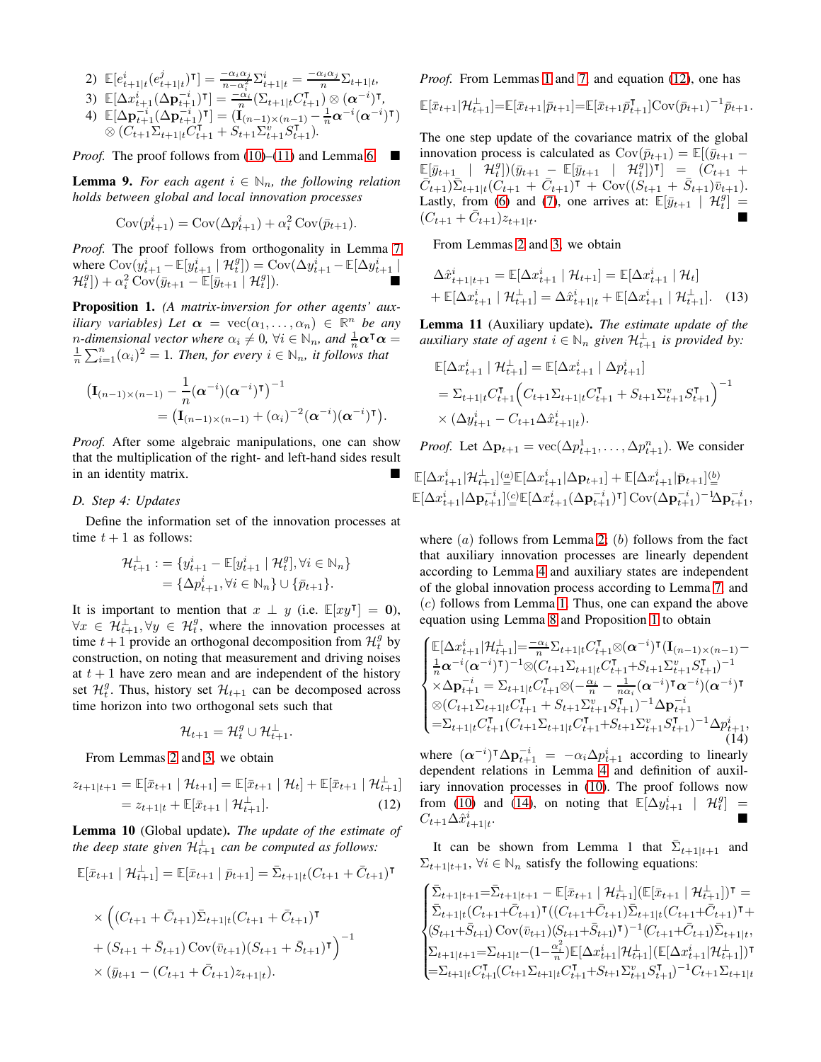2) $\mathbb{E}[e^i_{t+1|t}(e^j_{t+1|t})^\intercal] = \frac{-\alpha_i\alpha_j}{n-\alpha_i^2}\Sigma^i_{t+1|t} = \frac{-\alpha_i\alpha_j}{n}\Sigma_{t+1|t}$,
3) $\mathbb{E}[\Delta x^i_{t+1}(\Delta \mathbf{p}^{-i}_{t+1})^\intercal] = \frac{-\alpha_i}{n}(\Sigma_{t+1|t}C^\intercal_{t+1}) \otimes (\boldsymbol{\alpha}^{-i})^\intercal$,
4) $\mathbb{E}[\Delta \mathbf{p}^{-i}_{t+1}(\Delta \mathbf{p}^{-i}_{t+1})^\intercal] = (\mathbf{I}_{(n-1)\times(n-1)} - \frac{1}{n}\boldsymbol{\alpha}^{-i}(\boldsymbol{\alpha}^{-i})^\intercal) \otimes (C_{t+1}\Sigma_{t+1|t}C^\intercal_{t+1} + S_{t+1}\Sigma^v_{t+1}S^\intercal_{t+1})$.

*Proof.* The proof follows from (10)–(11) and Lemma 6. ∎

**Lemma 9.** *For each agent $i \in \mathbb{N}_n$, the following relation holds between global and local innovation processes*

$$\operatorname{Cov}(p^i_{t+1}) = \operatorname{Cov}(\Delta p^i_{t+1}) + \alpha_i^2 \operatorname{Cov}(\bar{p}_{t+1}).$$

*Proof.* The proof follows from orthogonality in Lemma 7 where $\operatorname{Cov}(y^i_{t+1} - \mathbb{E}[y^i_{t+1} \mid \mathcal{H}^g_t]) = \operatorname{Cov}(\Delta y^i_{t+1} - \mathbb{E}[\Delta y^i_{t+1} \mid \mathcal{H}^g_t]) + \alpha_i^2 \operatorname{Cov}(\bar{y}_{t+1} - \mathbb{E}[\bar{y}_{t+1} \mid \mathcal{H}^g_t])$. ∎

**Proposition 1.** *(A matrix-inversion for other agents' auxiliary variables) Let $\boldsymbol{\alpha} = \operatorname{vec}(\alpha_1, \ldots, \alpha_n) \in \mathbb{R}^n$ be any $n$-dimensional vector where $\alpha_i \neq 0$, $\forall i \in \mathbb{N}_n$, and $\frac{1}{n}\boldsymbol{\alpha}^\intercal\boldsymbol{\alpha} = \frac{1}{n}\sum_{i=1}^n(\alpha_i)^2 = 1$. Then, for every $i \in \mathbb{N}_n$, it follows that*

$$\begin{aligned}\big(\mathbf{I}_{(n-1)\times(n-1)} - \frac{1}{n}(\boldsymbol{\alpha}^{-i})(\boldsymbol{\alpha}^{-i})^\intercal\big)^{-1}\\ = \big(\mathbf{I}_{(n-1)\times(n-1)} + (\alpha_i)^{-2}(\boldsymbol{\alpha}^{-i})(\boldsymbol{\alpha}^{-i})^\intercal\big).\end{aligned}$$

*Proof.* After some algebraic manipulations, one can show that the multiplication of the right- and left-hand sides result in an identity matrix. ∎

### D. Step 4: Updates

Define the information set of the innovation processes at time $t+1$ as follows:

$$\begin{aligned}\mathcal{H}^\perp_{t+1} &:= \{y^i_{t+1} - \mathbb{E}[y^i_{t+1} \mid \mathcal{H}^g_t], \forall i \in \mathbb{N}_n\}\\ &= \{\Delta p^i_{t+1}, \forall i \in \mathbb{N}_n\} \cup \{\bar{p}_{t+1}\}.\end{aligned}$$

It is important to mention that $x \perp y$ (i.e. $\mathbb{E}[xy^\intercal] = \mathbf{0}$), $\forall x \in \mathcal{H}^\perp_{t+1}, \forall y \in \mathcal{H}^g_t$, where the innovation processes at time $t+1$ provide an orthogonal decomposition from $\mathcal{H}^g_t$ by construction, on noting that measurement and driving noises at $t+1$ have zero mean and are independent of the history set $\mathcal{H}^g_t$. Thus, history set $\mathcal{H}_{t+1}$ can be decomposed across time horizon into two orthogonal sets such that

$$\mathcal{H}_{t+1} = \mathcal{H}^g_t \cup \mathcal{H}^\perp_{t+1}.$$

From Lemmas 2 and 3, we obtain

$$\begin{aligned}z_{t+1|t+1} &= \mathbb{E}[\bar{x}_{t+1} \mid \mathcal{H}_{t+1}] = \mathbb{E}[\bar{x}_{t+1} \mid \mathcal{H}_t] + \mathbb{E}[\bar{x}_{t+1} \mid \mathcal{H}^\perp_{t+1}]\\ &= z_{t+1|t} + \mathbb{E}[\bar{x}_{t+1} \mid \mathcal{H}^\perp_{t+1}].\end{aligned} \tag{12}$$

**Lemma 10** (Global update). *The update of the estimate of the deep state given $\mathcal{H}^\perp_{t+1}$ can be computed as follows:*

$$\begin{aligned}\mathbb{E}[\bar{x}_{t+1} \mid \mathcal{H}^\perp_{t+1}] &= \mathbb{E}[\bar{x}_{t+1} \mid \bar{p}_{t+1}] = \bar{\Sigma}_{t+1|t}(C_{t+1} + \bar{C}_{t+1})^\intercal\\ &\times \Big((C_{t+1} + \bar{C}_{t+1})\bar{\Sigma}_{t+1|t}(C_{t+1} + \bar{C}_{t+1})^\intercal\\ &+ (S_{t+1} + \bar{S}_{t+1})\operatorname{Cov}(\bar{v}_{t+1})(S_{t+1} + \bar{S}_{t+1})^\intercal\Big)^{-1}\\ &\times (\bar{y}_{t+1} - (C_{t+1} + \bar{C}_{t+1})z_{t+1|t}).\end{aligned}$$

*Proof.* From Lemmas 1 and 7, and equation (12), one has

$$\mathbb{E}[\bar{x}_{t+1}|\mathcal{H}^\perp_{t+1}] = \mathbb{E}[\bar{x}_{t+1}|\bar{p}_{t+1}] = \mathbb{E}[\bar{x}_{t+1}\bar{p}^\intercal_{t+1}]\operatorname{Cov}(\bar{p}_{t+1})^{-1}\bar{p}_{t+1}.$$

The one step update of the covariance matrix of the global innovation process is calculated as $\operatorname{Cov}(\bar{p}_{t+1}) = \mathbb{E}[(\bar{y}_{t+1} - \mathbb{E}[\bar{y}_{t+1} \mid \mathcal{H}^g_t])(\bar{y}_{t+1} - \mathbb{E}[\bar{y}_{t+1} \mid \mathcal{H}^g_t])^\intercal] = (C_{t+1} + \bar{C}_{t+1})\bar{\Sigma}_{t+1|t}(C_{t+1} + \bar{C}_{t+1})^\intercal + \operatorname{Cov}((S_{t+1} + \bar{S}_{t+1})\bar{v}_{t+1})$. Lastly, from (6) and (7), one arrives at: $\mathbb{E}[\bar{y}_{t+1} \mid \mathcal{H}^g_t] = (C_{t+1} + \bar{C}_{t+1})z_{t+1|t}$. ∎

From Lemmas 2 and 3, we obtain

$$\begin{aligned}\Delta\hat{x}^i_{t+1|t+1} &= \mathbb{E}[\Delta x^i_{t+1} \mid \mathcal{H}_{t+1}] = \mathbb{E}[\Delta x^i_{t+1} \mid \mathcal{H}_t]\\ &+ \mathbb{E}[\Delta x^i_{t+1} \mid \mathcal{H}^\perp_{t+1}] = \Delta\hat{x}^i_{t+1|t} + \mathbb{E}[\Delta x^i_{t+1} \mid \mathcal{H}^\perp_{t+1}].\end{aligned} \tag{13}$$

**Lemma 11** (Auxiliary update). *The estimate update of the auxiliary state of agent $i \in \mathbb{N}_n$ given $\mathcal{H}^\perp_{t+1}$ is provided by:*

$$\begin{aligned}&\mathbb{E}[\Delta x^i_{t+1} \mid \mathcal{H}^\perp_{t+1}] = \mathbb{E}[\Delta x^i_{t+1} \mid \Delta p^i_{t+1}]\\ &= \Sigma_{t+1|t}C^\intercal_{t+1}\Big(C_{t+1}\Sigma_{t+1|t}C^\intercal_{t+1} + S_{t+1}\Sigma^v_{t+1}S^\intercal_{t+1}\Big)^{-1}\\ &\times (\Delta y^i_{t+1} - C_{t+1}\Delta\hat{x}^i_{t+1|t}).\end{aligned}$$

*Proof.* Let $\Delta\mathbf{p}_{t+1} = \operatorname{vec}(\Delta p^1_{t+1}, \ldots, \Delta p^n_{t+1})$. We consider

$$\begin{aligned}&\mathbb{E}[\Delta x^i_{t+1}|\mathcal{H}^\perp_{t+1}] \overset{(a)}{=} \mathbb{E}[\Delta x^i_{t+1}|\Delta\mathbf{p}_{t+1}] + \mathbb{E}[\Delta x^i_{t+1}|\bar{\mathbf{p}}_{t+1}] \overset{(b)}{=}\\ &\mathbb{E}[\Delta x^i_{t+1}|\Delta\mathbf{p}^{-i}_{t+1}] \overset{(c)}{=} \mathbb{E}[\Delta x^i_{t+1}(\Delta\mathbf{p}^{-i}_{t+1})^\intercal]\operatorname{Cov}(\Delta\mathbf{p}^{-i}_{t+1})^{-1}\Delta\mathbf{p}^{-i}_{t+1},\end{aligned}$$

where $(a)$ follows from Lemma 2; $(b)$ follows from the fact that auxiliary innovation processes are linearly dependent according to Lemma 4 and auxiliary states are independent of the global innovation process according to Lemma 7; and $(c)$ follows from Lemma 1. Thus, one can expand the above equation using Lemma 8 and Proposition 1 to obtain

$$\begin{cases}\mathbb{E}[\Delta x^i_{t+1}|\mathcal{H}^\perp_{t+1}] = \frac{-\alpha_i}{n}\Sigma_{t+1|t}C^\intercal_{t+1} \otimes (\boldsymbol{\alpha}^{-i})^\intercal(\mathbf{I}_{(n-1)\times(n-1)} -\\ \frac{1}{n}\boldsymbol{\alpha}^{-i}(\boldsymbol{\alpha}^{-i})^\intercal)^{-1} \otimes (C_{t+1}\Sigma_{t+1|t}C^\intercal_{t+1} + S_{t+1}\Sigma^v_{t+1}S^\intercal_{t+1})^{-1}\\ \times\Delta\mathbf{p}^{-i}_{t+1} = \Sigma_{t+1|t}C^\intercal_{t+1} \otimes (-\frac{\alpha_i}{n} - \frac{1}{n\alpha_i}(\boldsymbol{\alpha}^{-i})^\intercal\boldsymbol{\alpha}^{-i})(\boldsymbol{\alpha}^{-i})^\intercal\\ \otimes (C_{t+1}\Sigma_{t+1|t}C^\intercal_{t+1} + S_{t+1}\Sigma^v_{t+1}S^\intercal_{t+1})^{-1}\Delta\mathbf{p}^{-i}_{t+1}\\ = \Sigma_{t+1|t}C^\intercal_{t+1}(C_{t+1}\Sigma_{t+1|t}C^\intercal_{t+1} + S_{t+1}\Sigma^v_{t+1}S^\intercal_{t+1})^{-1}\Delta p^i_{t+1},\end{cases} \tag{14}$$

where $(\boldsymbol{\alpha}^{-i})^\intercal\Delta\mathbf{p}^{-i}_{t+1} = -\alpha_i\Delta p^i_{t+1}$ according to linearly dependent relations in Lemma 4 and definition of auxiliary innovation processes in (10). The proof follows now from (10) and (14), on noting that $\mathbb{E}[\Delta y^i_{t+1} \mid \mathcal{H}^g_t] = C_{t+1}\Delta\hat{x}^i_{t+1|t}$. ∎

It can be shown from Lemma 1 that $\bar{\Sigma}_{t+1|t+1}$ and $\Sigma_{t+1|t+1}$, $\forall i \in \mathbb{N}_n$ satisfy the following equations:

$$\begin{cases}\bar{\Sigma}_{t+1|t+1} = \bar{\Sigma}_{t+1|t+1} - \mathbb{E}[\bar{x}_{t+1} \mid \mathcal{H}^\perp_{t+1}](\mathbb{E}[\bar{x}_{t+1} \mid \mathcal{H}^\perp_{t+1}])^\intercal =\\ \bar{\Sigma}_{t+1|t}(C_{t+1} + \bar{C}_{t+1})^\intercal((C_{t+1} + \bar{C}_{t+1})\bar{\Sigma}_{t+1|t}(C_{t+1} + \bar{C}_{t+1})^\intercal +\\ (S_{t+1} + \bar{S}_{t+1})\operatorname{Cov}(\bar{v}_{t+1})(S_{t+1} + \bar{S}_{t+1})^\intercal)^{-1}(C_{t+1} + \bar{C}_{t+1})\bar{\Sigma}_{t+1|t},\\ \Sigma_{t+1|t+1} = \Sigma_{t+1|t} - (1 - \frac{\alpha_i^2}{n})\mathbb{E}[\Delta x^i_{t+1}|\mathcal{H}^\perp_{t+1}](\mathbb{E}[\Delta x^i_{t+1}|\mathcal{H}^\perp_{t+1}])^\intercal\\ = \Sigma_{t+1|t}C^\intercal_{t+1}(C_{t+1}\Sigma_{t+1|t}C^\intercal_{t+1} + S_{t+1}\Sigma^v_{t+1}S^\intercal_{t+1})^{-1}C_{t+1}\Sigma_{t+1|t}\end{cases}$$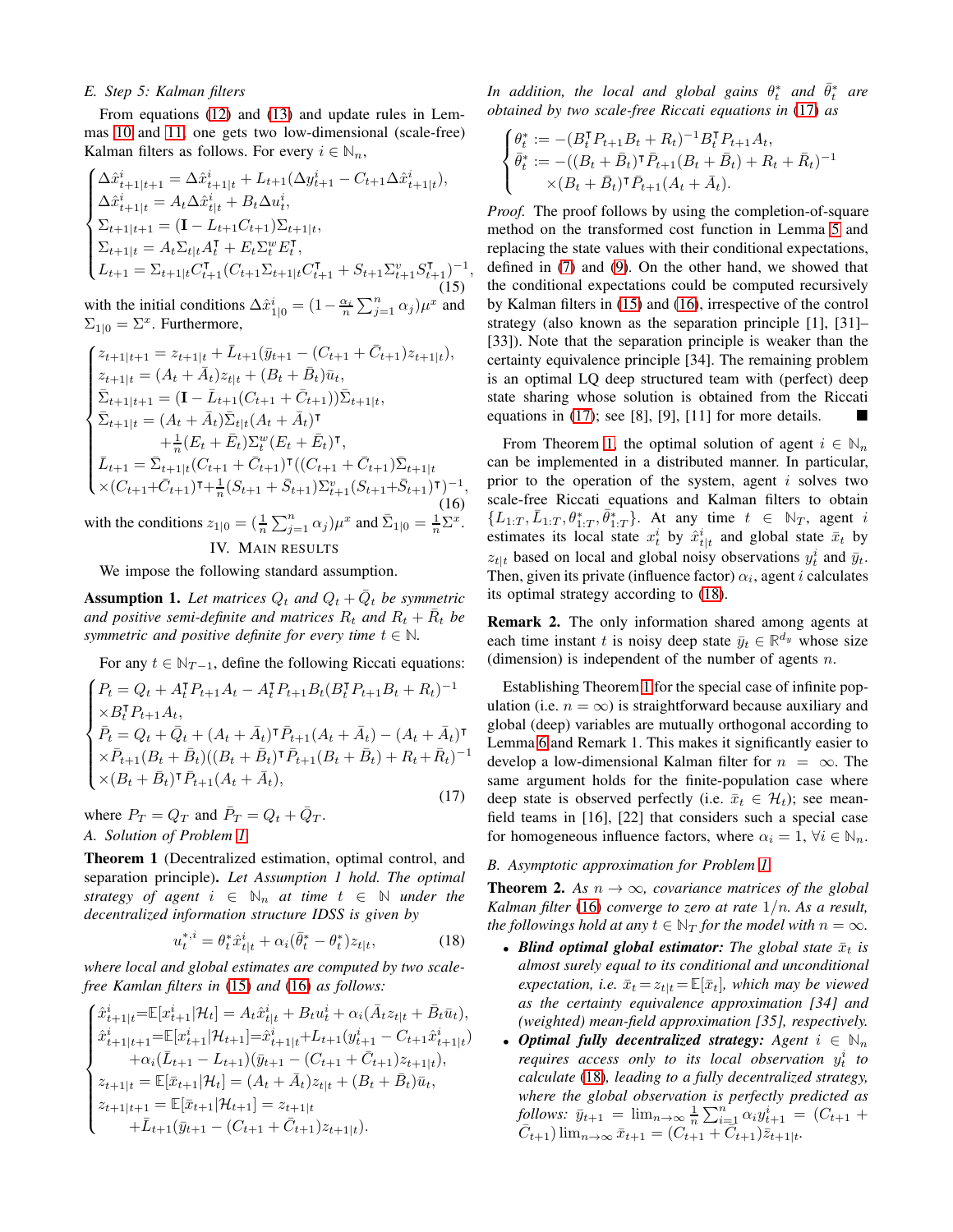### E. Step 5: Kalman filters

From equations (12) and (13) and update rules in Lemmas 10 and 11, one gets two low-dimensional (scale-free) Kalman filters as follows. For every $i \in \mathbb{N}_n$,

$$
\begin{cases}
\Delta\hat{x}^i_{t+1|t+1} = \Delta\hat{x}^i_{t+1|t} + L_{t+1}(\Delta y^i_{t+1} - C_{t+1}\Delta\hat{x}^i_{t+1|t}),\\
\Delta\hat{x}^i_{t+1|t} = A_t\Delta\hat{x}^i_{t|t} + B_t\Delta u^i_t,\\
\Sigma_{t+1|t+1} = (\mathbf{I} - L_{t+1}C_{t+1})\Sigma_{t+1|t},\\
\Sigma_{t+1|t} = A_t\Sigma_{t|t}A_t^\intercal + E_t\Sigma^w_t E_t^\intercal,\\
L_{t+1} = \Sigma_{t+1|t}C_{t+1}^\intercal(C_{t+1}\Sigma_{t+1|t}C_{t+1}^\intercal + S_{t+1}\Sigma^v_{t+1}S_{t+1}^\intercal)^{-1},
\end{cases}
\tag{15}
$$

with the initial conditions $\Delta\hat{x}^i_{1|0} = (1 - \frac{\alpha_i}{n}\sum_{j=1}^n \alpha_j)\mu^x$ and $\Sigma_{1|0} = \Sigma^x$. Furthermore,

$$
\begin{cases}
z_{t+1|t+1} = z_{t+1|t} + \bar{L}_{t+1}(\bar{y}_{t+1} - (C_{t+1} + \bar{C}_{t+1})z_{t+1|t}),\\
z_{t+1|t} = (A_t + \bar{A}_t)z_{t|t} + (B_t + \bar{B}_t)\bar{u}_t,\\
\bar{\Sigma}_{t+1|t+1} = (\mathbf{I} - \bar{L}_{t+1}(C_{t+1} + \bar{C}_{t+1}))\bar{\Sigma}_{t+1|t},\\
\bar{\Sigma}_{t+1|t} = (A_t + \bar{A}_t)\bar{\Sigma}_{t|t}(A_t + \bar{A}_t)^\intercal\\
\qquad + \frac{1}{n}(E_t + \bar{E}_t)\Sigma^w_t(E_t + \bar{E}_t)^\intercal,\\
\bar{L}_{t+1} = \bar{\Sigma}_{t+1|t}(C_{t+1} + \bar{C}_{t+1})^\intercal((C_{t+1} + \bar{C}_{t+1})\bar{\Sigma}_{t+1|t}\\
\times(C_{t+1} + \bar{C}_{t+1})^\intercal + \frac{1}{n}(S_{t+1} + \bar{S}_{t+1})\Sigma^v_{t+1}(S_{t+1} + \bar{S}_{t+1})^\intercal)^{-1},
\end{cases}
\tag{16}
$$

with the conditions $z_{1|0} = (\frac{1}{n}\sum_{j=1}^n \alpha_j)\mu^x$ and $\bar{\Sigma}_{1|0} = \frac{1}{n}\Sigma^x$.

## IV. Main Results

We impose the following standard assumption.

**Assumption 1.** *Let matrices $Q_t$ and $Q_t + \bar{Q}_t$ be symmetric and positive semi-definite and matrices $R_t$ and $R_t + \bar{R}_t$ be symmetric and positive definite for every time $t \in \mathbb{N}$.*

For any $t \in \mathbb{N}_{T-1}$, define the following Riccati equations:

$$
\begin{cases}
P_t = Q_t + A_t^\intercal P_{t+1}A_t - A_t^\intercal P_{t+1}B_t(B_t^\intercal P_{t+1}B_t + R_t)^{-1}\\
\times B_t^\intercal P_{t+1}A_t,\\
\bar{P}_t = Q_t + \bar{Q}_t + (A_t + \bar{A}_t)^\intercal\bar{P}_{t+1}(A_t + \bar{A}_t) - (A_t + \bar{A}_t)^\intercal\\
\times\bar{P}_{t+1}(B_t + \bar{B}_t)((B_t + \bar{B}_t)^\intercal\bar{P}_{t+1}(B_t + \bar{B}_t) + R_t + \bar{R}_t)^{-1}\\
\times(B_t + \bar{B}_t)^\intercal\bar{P}_{t+1}(A_t + \bar{A}_t),
\end{cases}
\tag{17}
$$

where $P_T = Q_T$ and $\bar{P}_T = Q_t + \bar{Q}_T$.

### A. Solution of Problem 1

**Theorem 1** (Decentralized estimation, optimal control, and separation principle)**.** *Let Assumption 1 hold. The optimal strategy of agent $i \in \mathbb{N}_n$ at time $t \in \mathbb{N}$ under the decentralized information structure IDSS is given by*

$$
u^{*,i}_t = \theta^*_t\hat{x}^i_{t|t} + \alpha_i(\bar{\theta}^*_t - \theta^*_t)z_{t|t},
\tag{18}
$$

*where local and global estimates are computed by two scale-free Kamlan filters in (15) and (16) as follows:*

$$
\begin{cases}
\hat{x}^i_{t+1|t} = \mathbb{E}[x^i_{t+1}|\mathcal{H}_t] = A_t\hat{x}^i_{t|t} + B_t u^i_t + \alpha_i(\bar{A}_t z_{t|t} + \bar{B}_t\bar{u}_t),\\
\hat{x}^i_{t+1|t+1} = \mathbb{E}[x^i_{t+1}|\mathcal{H}_{t+1}] = \hat{x}^i_{t+1|t} + L_{t+1}(y^i_{t+1} - C_{t+1}\hat{x}^i_{t+1|t})\\
\qquad + \alpha_i(\bar{L}_{t+1} - L_{t+1})(\bar{y}_{t+1} - (C_{t+1} + \bar{C}_{t+1})z_{t+1|t}),\\
z_{t+1|t} = \mathbb{E}[\bar{x}_{t+1}|\mathcal{H}_t] = (A_t + \bar{A}_t)z_{t|t} + (B_t + \bar{B}_t)\bar{u}_t,\\
z_{t+1|t+1} = \mathbb{E}[\bar{x}_{t+1}|\mathcal{H}_{t+1}] = z_{t+1|t}\\
\qquad + \bar{L}_{t+1}(\bar{y}_{t+1} - (C_{t+1} + \bar{C}_{t+1})z_{t+1|t}).
\end{cases}
$$

*In addition, the local and global gains $\theta^*_t$ and $\bar{\theta}^*_t$ are obtained by two scale-free Riccati equations in (17) as*

$$
\begin{cases}
\theta^*_t := -(B_t^\intercal P_{t+1}B_t + R_t)^{-1}B_t^\intercal P_{t+1}A_t,\\
\bar{\theta}^*_t := -((B_t + \bar{B}_t)^\intercal\bar{P}_{t+1}(B_t + \bar{B}_t) + R_t + \bar{R}_t)^{-1}\\
\qquad \times(B_t + \bar{B}_t)^\intercal\bar{P}_{t+1}(A_t + \bar{A}_t).
\end{cases}
$$

*Proof.* The proof follows by using the completion-of-square method on the transformed cost function in Lemma 5 and replacing the state values with their conditional expectations, defined in (7) and (9). On the other hand, we showed that the conditional expectations could be computed recursively by Kalman filters in (15) and (16), irrespective of the control strategy (also known as the separation principle [1], [31]–[33]). Note that the separation principle is weaker than the certainty equivalence principle [34]. The remaining problem is an optimal LQ deep structured team with (perfect) deep state sharing whose solution is obtained from the Riccati equations in (17); see [8], [9], [11] for more details. ∎

From Theorem 1, the optimal solution of agent $i \in \mathbb{N}_n$ can be implemented in a distributed manner. In particular, prior to the operation of the system, agent $i$ solves two scale-free Riccati equations and Kalman filters to obtain $\{L_{1:T}, \bar{L}_{1:T}, \theta^*_{1:T}, \bar{\theta}^*_{1:T}\}$. At any time $t \in \mathbb{N}_T$, agent $i$ estimates its local state $x^i_t$ by $\hat{x}^i_{t|t}$ and global state $\bar{x}_t$ by $z_{t|t}$ based on local and global noisy observations $y^i_t$ and $\bar{y}_t$. Then, given its private (influence factor) $\alpha_i$, agent $i$ calculates its optimal strategy according to (18).

**Remark 2.** The only information shared among agents at each time instant $t$ is noisy deep state $\bar{y}_t \in \mathbb{R}^{d_y}$ whose size (dimension) is independent of the number of agents $n$.

Establishing Theorem 1 for the special case of infinite population (i.e. $n = \infty$) is straightforward because auxiliary and global (deep) variables are mutually orthogonal according to Lemma 6 and Remark 1. This makes it significantly easier to develop a low-dimensional Kalman filter for $n = \infty$. The same argument holds for the finite-population case where deep state is observed perfectly (i.e. $\bar{x}_t \in \mathcal{H}_t$); see mean-field teams in [16], [22] that considers such a special case for homogeneous influence factors, where $\alpha_i = 1, \forall i \in \mathbb{N}_n$.

### B. Asymptotic approximation for Problem 1

**Theorem 2.** *As $n \to \infty$, covariance matrices of the global Kalman filter (16) converge to zero at rate $1/n$. As a result, the followings hold at any $t \in \mathbb{N}_T$ for the model with $n = \infty$.*

- ***Blind optimal global estimator:*** *The global state $\bar{x}_t$ is almost surely equal to its conditional and unconditional expectation, i.e. $\bar{x}_t = z_{t|t} = \mathbb{E}[\bar{x}_t]$, which may be viewed as the certainty equivalence approximation [34] and (weighted) mean-field approximation [35], respectively.*
- ***Optimal fully decentralized strategy:*** *Agent $i \in \mathbb{N}_n$ requires access only to its local observation $y^i_t$ to calculate (18), leading to a fully decentralized strategy, where the global observation is perfectly predicted as follows: $\bar{y}_{t+1} = \lim_{n\to\infty}\frac{1}{n}\sum_{i=1}^n \alpha_i y^i_{t+1} = (C_{t+1} + \bar{C}_{t+1})\lim_{n\to\infty}\bar{x}_{t+1} = (C_{t+1} + \bar{C}_{t+1})\bar{z}_{t+1|t}$.*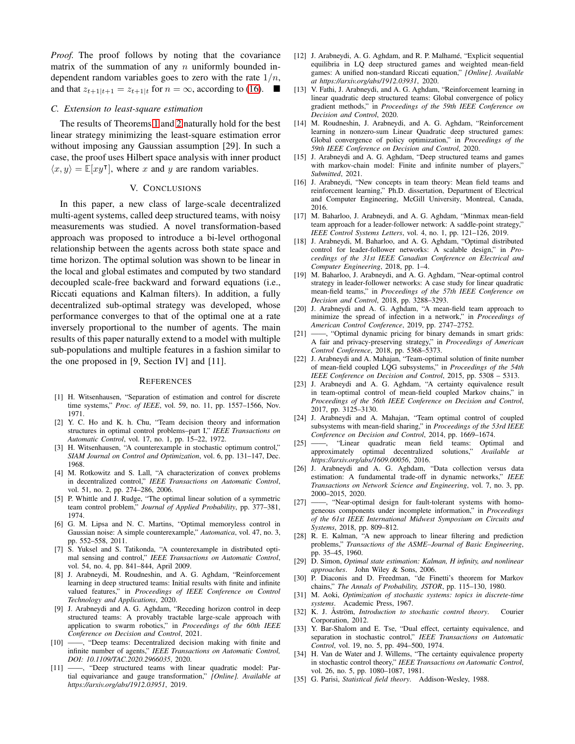*Proof.* The proof follows by noting that the covariance matrix of the summation of any $n$ uniformly bounded independent random variables goes to zero with the rate $1/n$, and that $z_{t+1|t+1} = z_{t+1|t}$ for $n = \infty$, according to (16). ■

### C. Extension to least-square estimation

The results of Theorems 1 and 2 naturally hold for the best linear strategy minimizing the least-square estimation error without imposing any Gaussian assumption [29]. In such a case, the proof uses Hilbert space analysis with inner product $\langle x, y \rangle = \mathbb{E}[xy^\intercal]$, where $x$ and $y$ are random variables.

## V. Conclusions

In this paper, a new class of large-scale decentralized multi-agent systems, called deep structured teams, with noisy measurements was studied. A novel transformation-based approach was proposed to introduce a bi-level orthogonal relationship between the agents across both state space and time horizon. The optimal solution was shown to be linear in the local and global estimates and computed by two standard decoupled scale-free backward and forward equations (i.e., Riccati equations and Kalman filters). In addition, a fully decentralized sub-optimal strategy was developed, whose performance converges to that of the optimal one at a rate inversely proportional to the number of agents. The main results of this paper naturally extend to a model with multiple sub-populations and multiple features in a fashion similar to the one proposed in [9, Section IV] and [11].

## References

[1] H. Witsenhausen, "Separation of estimation and control for discrete time systems," *Proc. of IEEE*, vol. 59, no. 11, pp. 1557–1566, Nov. 1971.

[2] Y. C. Ho and K. h. Chu, "Team decision theory and information structures in optimal control problems–part I," *IEEE Transactions on Automatic Control*, vol. 17, no. 1, pp. 15–22, 1972.

[3] H. Witsenhausen, "A counterexample in stochastic optimum control," *SIAM Journal on Control and Optimization*, vol. 6, pp. 131–147, Dec. 1968.

[4] M. Rotkowitz and S. Lall, "A characterization of convex problems in decentralized control," *IEEE Transactions on Automatic Control*, vol. 51, no. 2, pp. 274–286, 2006.

[5] P. Whittle and J. Rudge, "The optimal linear solution of a symmetric team control problem," *Journal of Applied Probability*, pp. 377–381, 1974.

[6] G. M. Lipsa and N. C. Martins, "Optimal memoryless control in Gaussian noise: A simple counterexample," *Automatica*, vol. 47, no. 3, pp. 552–558, 2011.

[7] S. Yuksel and S. Tatikonda, "A counterexample in distributed optimal sensing and control," *IEEE Transactions on Automatic Control*, vol. 54, no. 4, pp. 841–844, April 2009.

[8] J. Arabneydi, M. Roudneshin, and A. G. Aghdam, "Reinforcement learning in deep structured teams: Initial results with finite and infinite valued features," in *Proceedings of IEEE Conference on Control Technology and Applications*, 2020.

[9] J. Arabneydi and A. G. Aghdam, "Receding horizon control in deep structured teams: A provably tractable large-scale approach with application to swarm robotics," in *Proceedings of the 60th IEEE Conference on Decision and Control*, 2021.

[10] ——, "Deep teams: Decentralized decision making with finite and infinite number of agents," *IEEE Transactions on Automatic Control, DOI: 10.1109/TAC.2020.2966035*, 2020.

[11] ——, "Deep structured teams with linear quadratic model: Partial equivariance and gauge transformation," *[Online]. Available at https://arxiv.org/abs/1912.03951*, 2019.

[12] J. Arabneydi, A. G. Aghdam, and R. P. Malhamé, "Explicit sequential equilibria in LQ deep structured games and weighted mean-field games: A unified non-standard Riccati equation," *[Online]. Available at https://arxiv.org/abs/1912.03931*, 2020.

[13] V. Fathi, J. Arabneydi, and A. G. Aghdam, "Reinforcement learning in linear quadratic deep structured teams: Global convergence of policy gradient methods," in *Proceedings of the 59th IEEE Conference on Decision and Control*, 2020.

[14] M. Roudneshin, J. Arabneydi, and A. G. Aghdam, "Reinforcement learning in nonzero-sum Linear Quadratic deep structured games: Global convergence of policy optimization," in *Proceedings of the 59th IEEE Conference on Decision and Control*, 2020.

[15] J. Arabneydi and A. G. Aghdam, "Deep structured teams and games with markov-chain model: Finite and infinite number of players," *Submitted*, 2021.

[16] J. Arabneydi, "New concepts in team theory: Mean field teams and reinforcement learning," Ph.D. dissertation, Department of Electrical and Computer Engineering, McGill University, Montreal, Canada, 2016.

[17] M. Baharloo, J. Arabneydi, and A. G. Aghdam, "Minmax mean-field team approach for a leader-follower network: A saddle-point strategy," *IEEE Control Systems Letters*, vol. 4, no. 1, pp. 121–126, 2019.

[18] J. Arabneydi, M. Baharloo, and A. G. Aghdam, "Optimal distributed control for leader-follower networks: A scalable design," in *Proceedings of the 31st IEEE Canadian Conference on Electrical and Computer Engineering*, 2018, pp. 1–4.

[19] M. Baharloo, J. Arabneydi, and A. G. Aghdam, "Near-optimal control strategy in leader-follower networks: A case study for linear quadratic mean-field teams," in *Proceedings of the 57th IEEE Conference on Decision and Control*, 2018, pp. 3288–3293.

[20] J. Arabneydi and A. G. Aghdam, "A mean-field team approach to minimize the spread of infection in a network," in *Proceedings of American Control Conference*, 2019, pp. 2747–2752.

[21] ——, "Optimal dynamic pricing for binary demands in smart grids: A fair and privacy-preserving strategy," in *Proceedings of American Control Conference*, 2018, pp. 5368–5373.

[22] J. Arabneydi and A. Mahajan, "Team-optimal solution of finite number of mean-field coupled LQG subsystems," in *Proceedings of the 54th IEEE Conference on Decision and Control*, 2015, pp. 5308 – 5313.

[23] J. Arabneydi and A. G. Aghdam, "A certainty equivalence result in team-optimal control of mean-field coupled Markov chains," in *Proceedings of the 56th IEEE Conference on Decision and Control*, 2017, pp. 3125–3130.

[24] J. Arabneydi and A. Mahajan, "Team optimal control of coupled subsystems with mean-field sharing," in *Proceedings of the 53rd IEEE Conference on Decision and Control*, 2014, pp. 1669–1674.

[25] ——, "Linear quadratic mean field teams: Optimal and approximately optimal decentralized solutions," *Available at https://arxiv.org/abs/1609.00056*, 2016.

[26] J. Arabneydi and A. G. Aghdam, "Data collection versus data estimation: A fundamental trade-off in dynamic networks," *IEEE Transactions on Network Science and Engineering*, vol. 7, no. 3, pp. 2000–2015, 2020.

[27] ——, "Near-optimal design for fault-tolerant systems with homogeneous components under incomplete information," in *Proceedings of the 61st IEEE International Midwest Symposium on Circuits and Systems*, 2018, pp. 809–812.

[28] R. E. Kalman, "A new approach to linear filtering and prediction problems," *Transactions of the ASME–Journal of Basic Engineering*, pp. 35–45, 1960.

[29] D. Simon, *Optimal state estimation: Kalman, H infinity, and nonlinear approaches*. John Wiley & Sons, 2006.

[30] P. Diaconis and D. Freedman, "de Finetti's theorem for Markov chains," *The Annals of Probability, JSTOR*, pp. 115–130, 1980.

[31] M. Aoki, *Optimization of stochastic systems: topics in discrete-time systems*. Academic Press, 1967.

[32] K. J. Åström, *Introduction to stochastic control theory*. Courier Corporation, 2012.

[33] Y. Bar-Shalom and E. Tse, "Dual effect, certainty equivalence, and separation in stochastic control," *IEEE Transactions on Automatic Control*, vol. 19, no. 5, pp. 494–500, 1974.

[34] H. Van de Water and J. Willems, "The certainty equivalence property in stochastic control theory," *IEEE Transactions on Automatic Control*, vol. 26, no. 5, pp. 1080–1087, 1981.

[35] G. Parisi, *Statistical field theory*. Addison-Wesley, 1988.